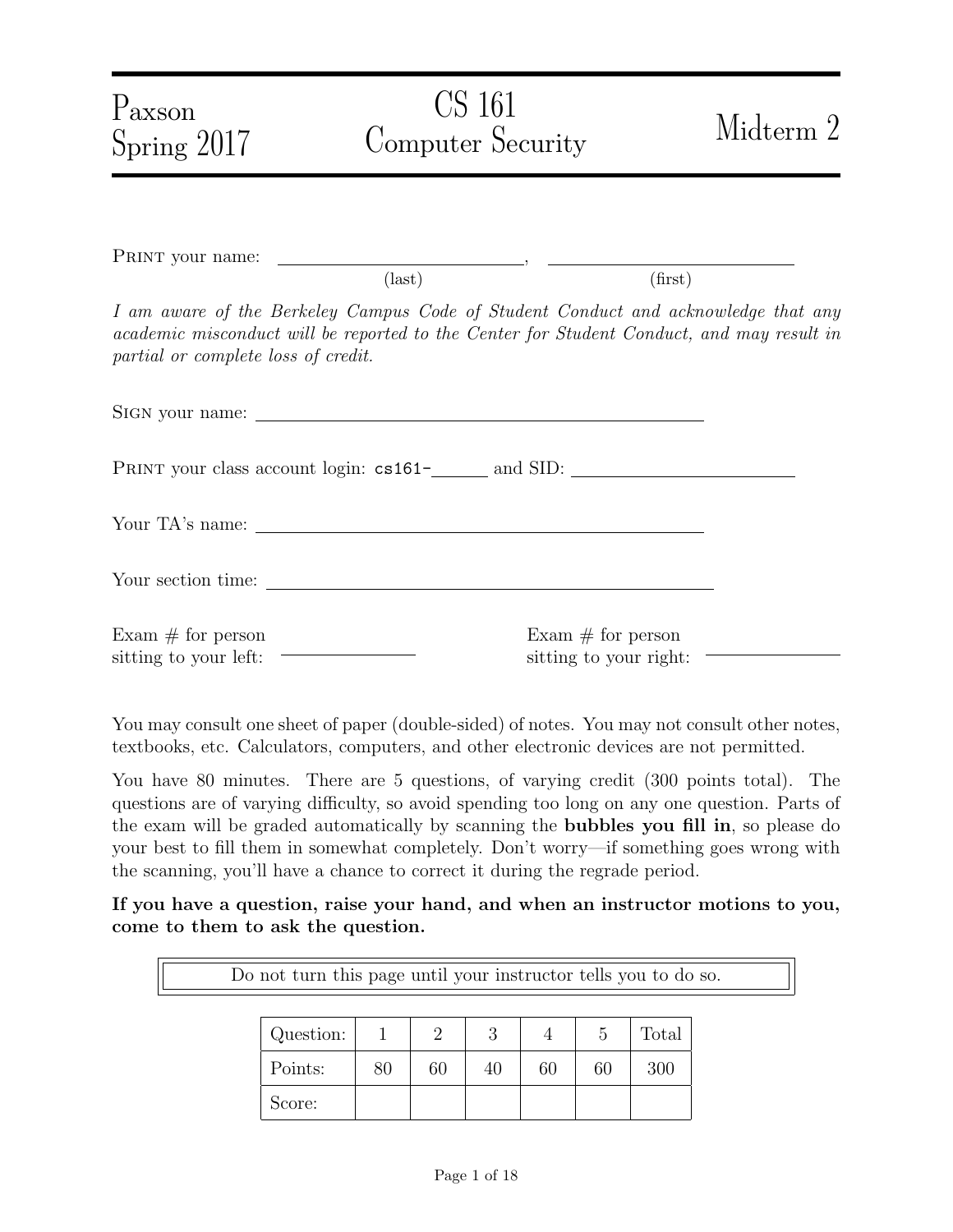Paxson
Spring 2017

# CS 161 Computer Security

Midterm 2

PRINT your name: \_\_\_\_\_\_\_\_\_\_\_\_\_\_\_\_\_\_\_\_\_\_\_\_, \_\_\_\_\_\_\_\_\_\_\_\_\_\_\_\_\_\_\_\_\_\_\_\_
(last) (first)

*I am aware of the Berkeley Campus Code of Student Conduct and acknowledge that any academic misconduct will be reported to the Center for Student Conduct, and may result in partial or complete loss of credit.*

SIGN your name: \_\_\_\_\_\_\_\_\_\_\_\_\_\_\_\_\_\_\_\_\_\_\_\_\_\_\_\_\_\_\_\_\_\_\_\_\_\_\_\_

PRINT your class account login: `cs161-`\_\_\_\_\_\_ and SID: \_\_\_\_\_\_\_\_\_\_\_\_\_\_\_\_\_\_\_\_

Your TA's name: \_\_\_\_\_\_\_\_\_\_\_\_\_\_\_\_\_\_\_\_\_\_\_\_\_\_\_\_\_\_\_\_\_\_\_\_\_\_\_\_

Your section time: \_\_\_\_\_\_\_\_\_\_\_\_\_\_\_\_\_\_\_\_\_\_\_\_\_\_\_\_\_\_\_\_\_\_\_\_\_\_\_\_

Exam # for person sitting to your left: \_\_\_\_\_\_\_\_\_\_\_\_

Exam # for person sitting to your right: \_\_\_\_\_\_\_\_\_\_\_\_

You may consult one sheet of paper (double-sided) of notes. You may not consult other notes, textbooks, etc. Calculators, computers, and other electronic devices are not permitted.

You have 80 minutes. There are 5 questions, of varying credit (300 points total). The questions are of varying difficulty, so avoid spending too long on any one question. Parts of the exam will be graded automatically by scanning the **bubbles you fill in**, so please do your best to fill them in somewhat completely. Don't worry—if something goes wrong with the scanning, you'll have a chance to correct it during the regrade period.

**If you have a question, raise your hand, and when an instructor motions to you, come to them to ask the question.**

Do not turn this page until your instructor tells you to do so.

| Question: | 1 | 2 | 3 | 4 | 5 | Total |
|---|---|---|---|---|---|---|
| Points: | 80 | 60 | 40 | 60 | 60 | 300 |
| Score: | | | | | | |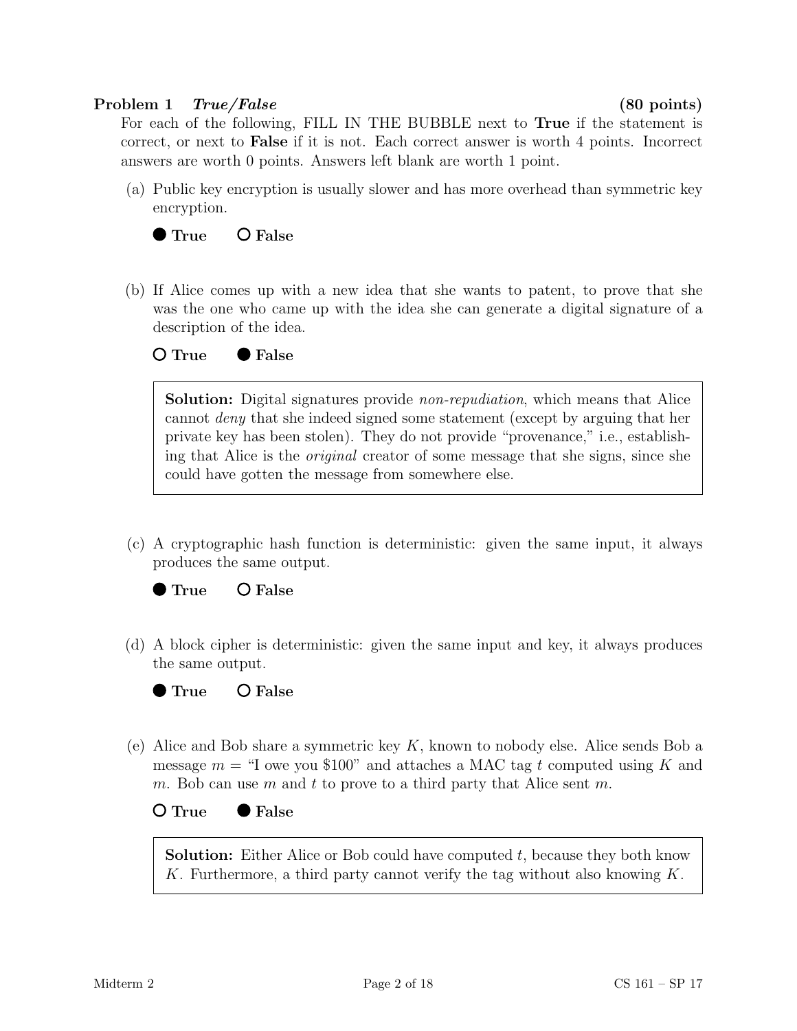## Problem 1 *True/False* (80 points)

For each of the following, FILL IN THE BUBBLE next to **True** if the statement is correct, or next to **False** if it is not. Each correct answer is worth 4 points. Incorrect answers are worth 0 points. Answers left blank are worth 1 point.

(a) Public key encryption is usually slower and has more overhead than symmetric key encryption.

● **True** ○ **False**

(b) If Alice comes up with a new idea that she wants to patent, to prove that she was the one who came up with the idea she can generate a digital signature of a description of the idea.

○ **True** ● **False**

> **Solution:** Digital signatures provide *non-repudiation*, which means that Alice cannot *deny* that she indeed signed some statement (except by arguing that her private key has been stolen). They do not provide "provenance," i.e., establishing that Alice is the *original* creator of some message that she signs, since she could have gotten the message from somewhere else.

(c) A cryptographic hash function is deterministic: given the same input, it always produces the same output.

● **True** ○ **False**

(d) A block cipher is deterministic: given the same input and key, it always produces the same output.

● **True** ○ **False**

(e) Alice and Bob share a symmetric key $K$, known to nobody else. Alice sends Bob a message $m$ = "I owe you $100" and attaches a MAC tag $t$ computed using $K$ and $m$. Bob can use $m$ and $t$ to prove to a third party that Alice sent $m$.

○ **True** ● **False**

> **Solution:** Either Alice or Bob could have computed $t$, because they both know $K$. Furthermore, a third party cannot verify the tag without also knowing $K$.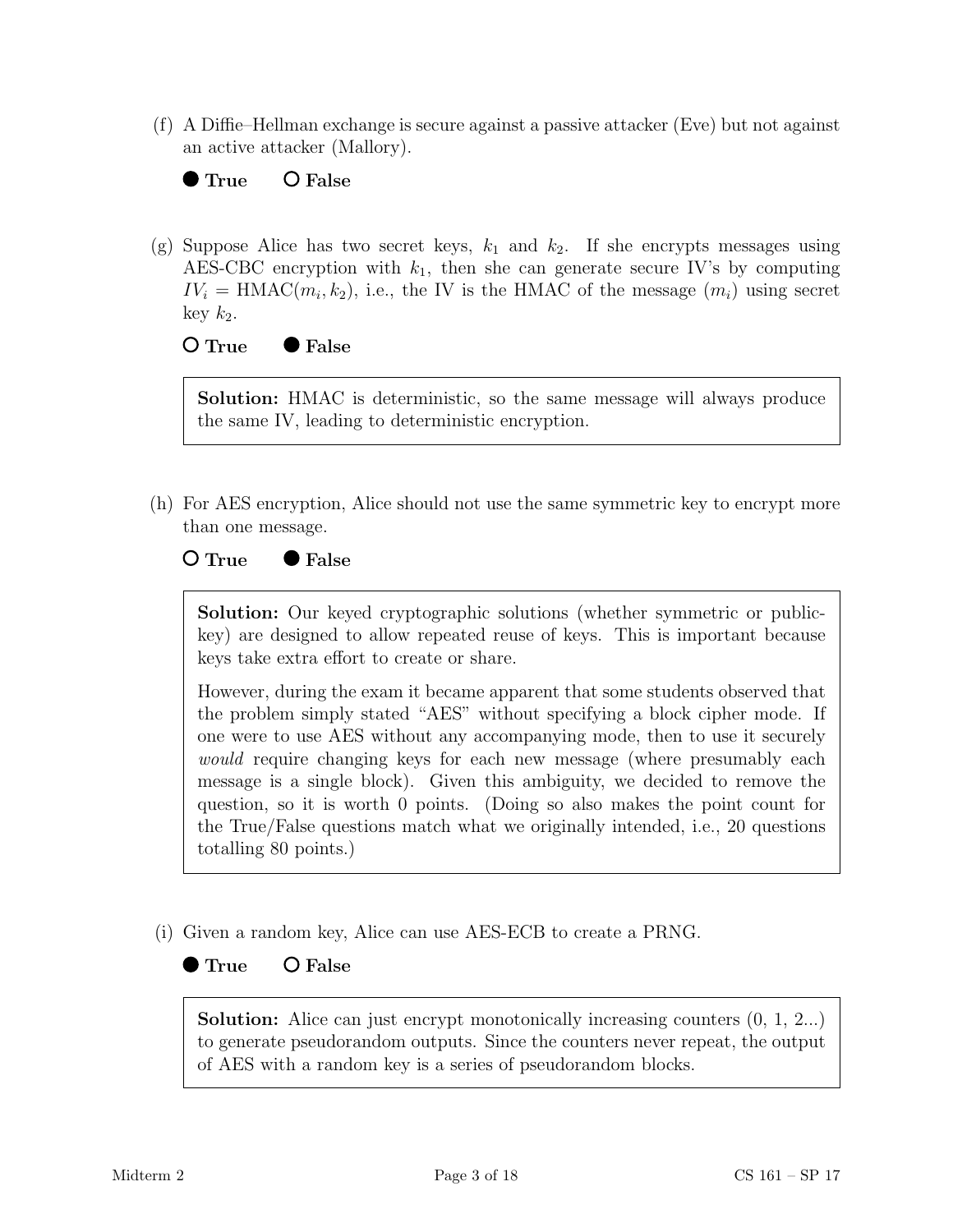(f) A Diffie–Hellman exchange is secure against a passive attacker (Eve) but not against an active attacker (Mallory).

● **True** ○ **False**

(g) Suppose Alice has two secret keys, $k_1$ and $k_2$. If she encrypts messages using AES-CBC encryption with $k_1$, then she can generate secure IV's by computing $IV_i = \text{HMAC}(m_i, k_2)$, i.e., the IV is the HMAC of the message ($m_i$) using secret key $k_2$.

○ **True** ● **False**

> **Solution:** HMAC is deterministic, so the same message will always produce the same IV, leading to deterministic encryption.

(h) For AES encryption, Alice should not use the same symmetric key to encrypt more than one message.

○ **True** ● **False**

> **Solution:** Our keyed cryptographic solutions (whether symmetric or public-key) are designed to allow repeated reuse of keys. This is important because keys take extra effort to create or share.
>
> However, during the exam it became apparent that some students observed that the problem simply stated "AES" without specifying a block cipher mode. If one were to use AES without any accompanying mode, then to use it securely *would* require changing keys for each new message (where presumably each message is a single block). Given this ambiguity, we decided to remove the question, so it is worth 0 points. (Doing so also makes the point count for the True/False questions match what we originally intended, i.e., 20 questions totalling 80 points.)

(i) Given a random key, Alice can use AES-ECB to create a PRNG.

● **True** ○ **False**

> **Solution:** Alice can just encrypt monotonically increasing counters (0, 1, 2...) to generate pseudorandom outputs. Since the counters never repeat, the output of AES with a random key is a series of pseudorandom blocks.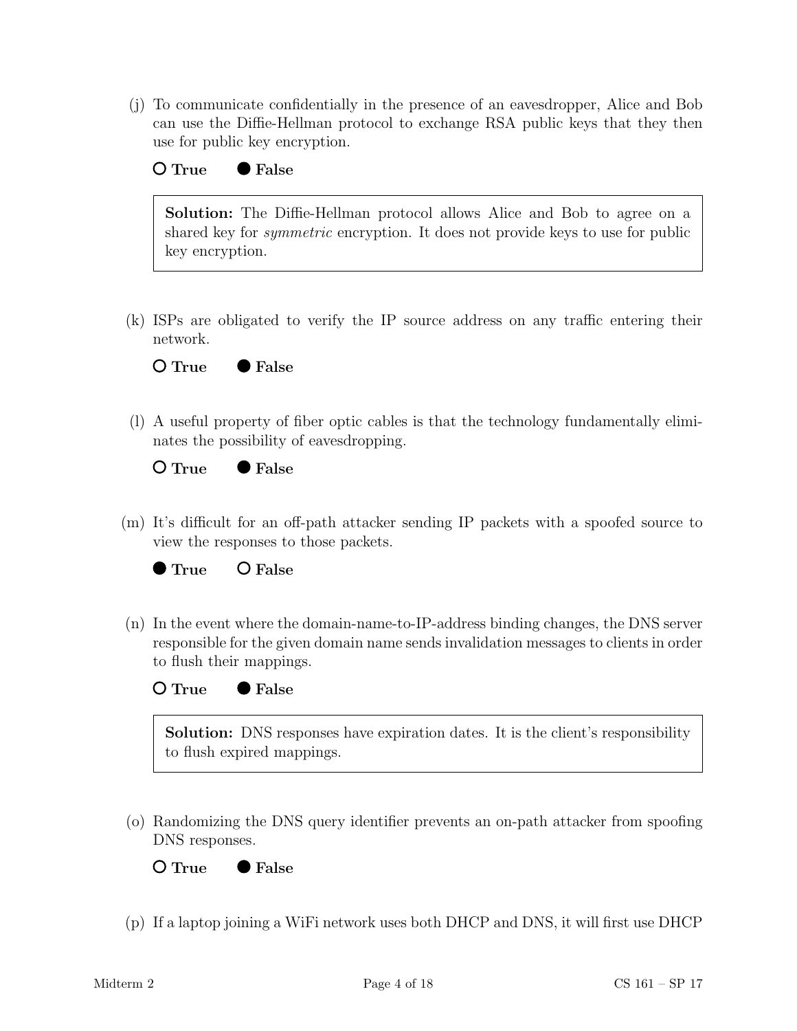(j) To communicate confidentially in the presence of an eavesdropper, Alice and Bob can use the Diffie-Hellman protocol to exchange RSA public keys that they then use for public key encryption.

○ **True** ● **False**

> **Solution:** The Diffie-Hellman protocol allows Alice and Bob to agree on a shared key for *symmetric* encryption. It does not provide keys to use for public key encryption.

(k) ISPs are obligated to verify the IP source address on any traffic entering their network.

○ **True** ● **False**

(l) A useful property of fiber optic cables is that the technology fundamentally eliminates the possibility of eavesdropping.

○ **True** ● **False**

(m) It's difficult for an off-path attacker sending IP packets with a spoofed source to view the responses to those packets.

● **True** ○ **False**

(n) In the event where the domain-name-to-IP-address binding changes, the DNS server responsible for the given domain name sends invalidation messages to clients in order to flush their mappings.

○ **True** ● **False**

> **Solution:** DNS responses have expiration dates. It is the client's responsibility to flush expired mappings.

(o) Randomizing the DNS query identifier prevents an on-path attacker from spoofing DNS responses.

○ **True** ● **False**

(p) If a laptop joining a WiFi network uses both DHCP and DNS, it will first use DHCP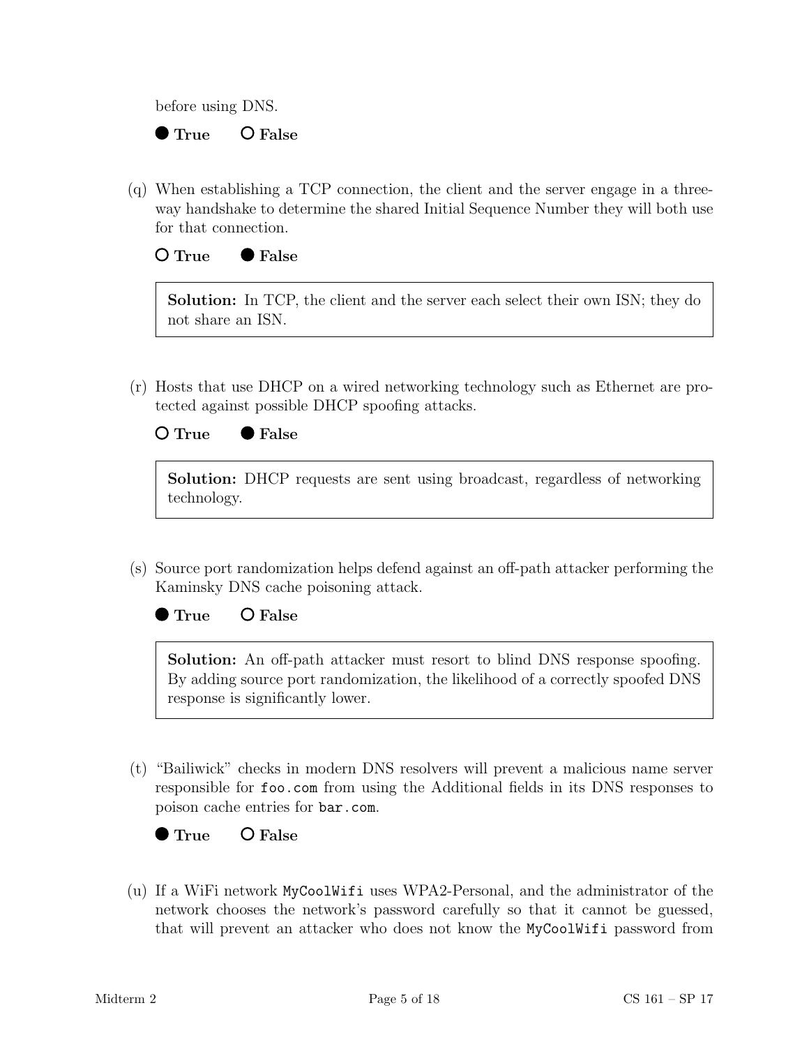before using DNS.

● **True** ○ **False**

(q) When establishing a TCP connection, the client and the server engage in a three-way handshake to determine the shared Initial Sequence Number they will both use for that connection.

○ **True** ● **False**

> **Solution:** In TCP, the client and the server each select their own ISN; they do not share an ISN.

(r) Hosts that use DHCP on a wired networking technology such as Ethernet are protected against possible DHCP spoofing attacks.

○ **True** ● **False**

> **Solution:** DHCP requests are sent using broadcast, regardless of networking technology.

(s) Source port randomization helps defend against an off-path attacker performing the Kaminsky DNS cache poisoning attack.

● **True** ○ **False**

> **Solution:** An off-path attacker must resort to blind DNS response spoofing. By adding source port randomization, the likelihood of a correctly spoofed DNS response is significantly lower.

(t) "Bailiwick" checks in modern DNS resolvers will prevent a malicious name server responsible for `foo.com` from using the Additional fields in its DNS responses to poison cache entries for `bar.com`.

● **True** ○ **False**

(u) If a WiFi network `MyCoolWifi` uses WPA2-Personal, and the administrator of the network chooses the network's password carefully so that it cannot be guessed, that will prevent an attacker who does not know the `MyCoolWifi` password from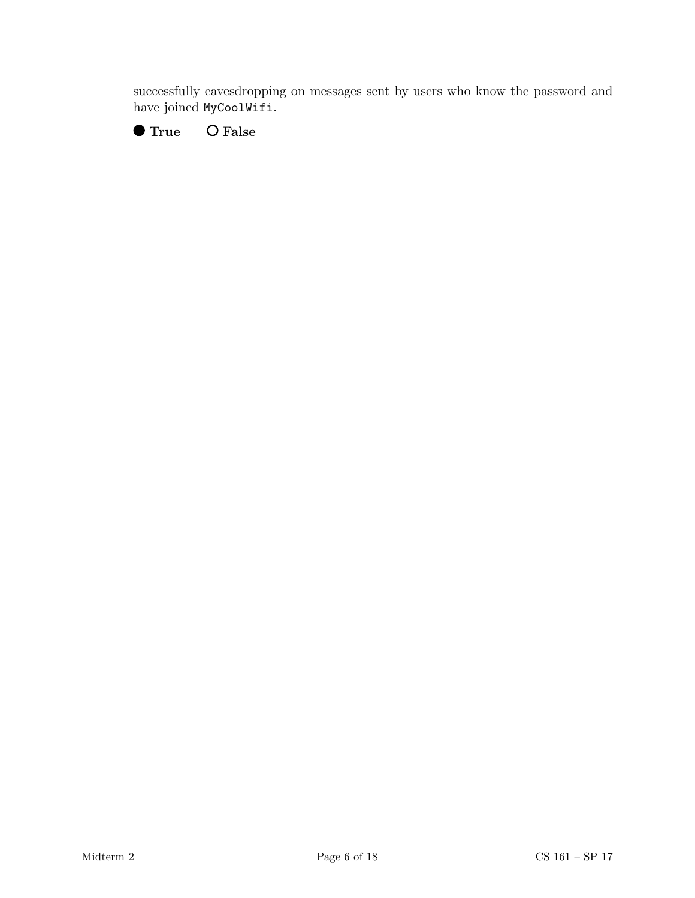successfully eavesdropping on messages sent by users who know the password and have joined `MyCoolWifi`.

● **True** ○ **False**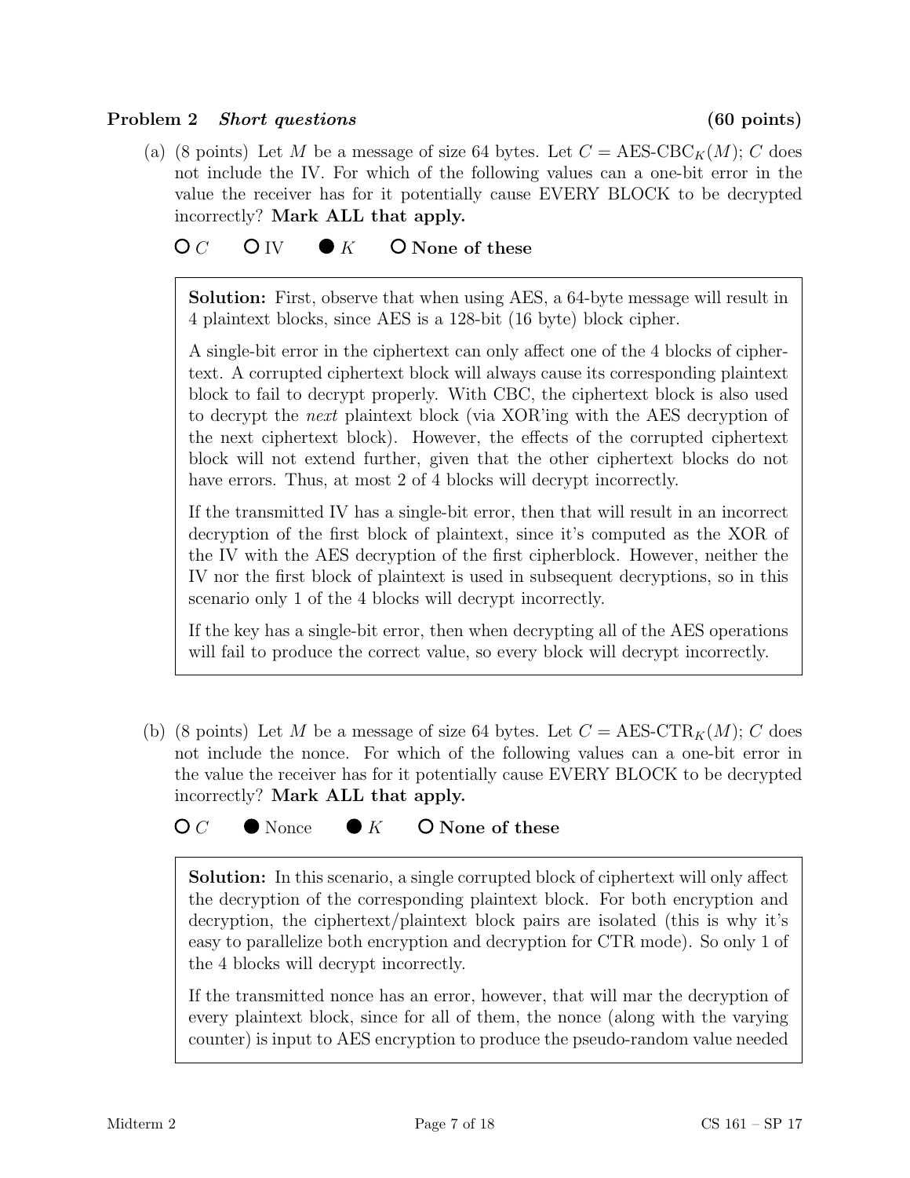**Problem 2** ***Short questions*** **(60 points)**

(a) (8 points) Let $M$ be a message of size 64 bytes. Let $C = \text{AES-CBC}_K(M)$; $C$ does not include the IV. For which of the following values can a one-bit error in the value the receiver has for it potentially cause EVERY BLOCK to be decrypted incorrectly? **Mark ALL that apply.**

○ $C$ ○ IV ● $K$ ○ **None of these**

> **Solution:** First, observe that when using AES, a 64-byte message will result in 4 plaintext blocks, since AES is a 128-bit (16 byte) block cipher.
>
> A single-bit error in the ciphertext can only affect one of the 4 blocks of ciphertext. A corrupted ciphertext block will always cause its corresponding plaintext block to fail to decrypt properly. With CBC, the ciphertext block is also used to decrypt the *next* plaintext block (via XOR'ing with the AES decryption of the next ciphertext block). However, the effects of the corrupted ciphertext block will not extend further, given that the other ciphertext blocks do not have errors. Thus, at most 2 of 4 blocks will decrypt incorrectly.
>
> If the transmitted IV has a single-bit error, then that will result in an incorrect decryption of the first block of plaintext, since it's computed as the XOR of the IV with the AES decryption of the first cipherblock. However, neither the IV nor the first block of plaintext is used in subsequent decryptions, so in this scenario only 1 of the 4 blocks will decrypt incorrectly.
>
> If the key has a single-bit error, then when decrypting all of the AES operations will fail to produce the correct value, so every block will decrypt incorrectly.

(b) (8 points) Let $M$ be a message of size 64 bytes. Let $C = \text{AES-CTR}_K(M)$; $C$ does not include the nonce. For which of the following values can a one-bit error in the value the receiver has for it potentially cause EVERY BLOCK to be decrypted incorrectly? **Mark ALL that apply.**

○ $C$ ● Nonce ● $K$ ○ **None of these**

> **Solution:** In this scenario, a single corrupted block of ciphertext will only affect the decryption of the corresponding plaintext block. For both encryption and decryption, the ciphertext/plaintext block pairs are isolated (this is why it's easy to parallelize both encryption and decryption for CTR mode). So only 1 of the 4 blocks will decrypt incorrectly.
>
> If the transmitted nonce has an error, however, that will mar the decryption of every plaintext block, since for all of them, the nonce (along with the varying counter) is input to AES encryption to produce the pseudo-random value needed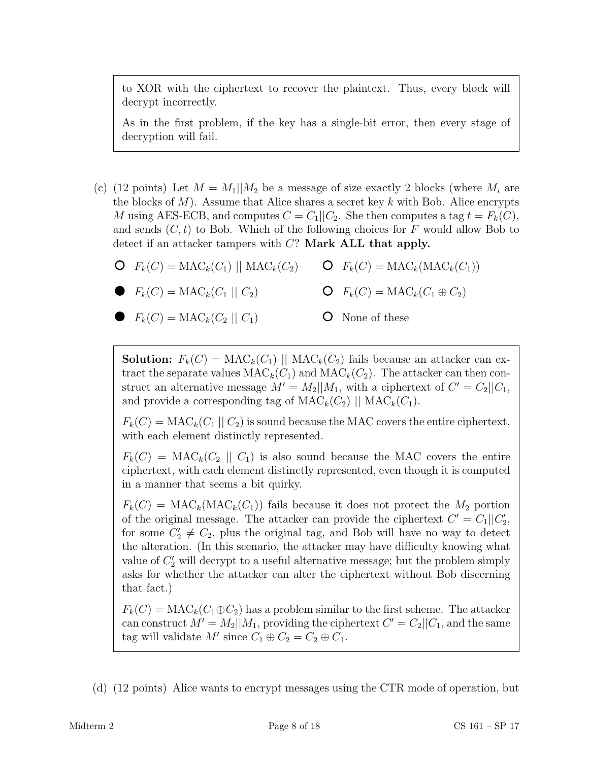to XOR with the ciphertext to recover the plaintext. Thus, every block will decrypt incorrectly.

As in the first problem, if the key has a single-bit error, then every stage of decryption will fail.

(c) (12 points) Let $M = M_1||M_2$ be a message of size exactly 2 blocks (where $M_i$ are the blocks of $M$). Assume that Alice shares a secret key $k$ with Bob. Alice encrypts $M$ using AES-ECB, and computes $C = C_1||C_2$. She then computes a tag $t = F_k(C)$, and sends $(C, t)$ to Bob. Which of the following choices for $F$ would allow Bob to detect if an attacker tampers with $C$? **Mark ALL that apply.**

- ○ $F_k(C) = \text{MAC}_k(C_1) \mid\mid \text{MAC}_k(C_2)$
- ● $F_k(C) = \text{MAC}_k(C_1 \mid\mid C_2)$
- ● $F_k(C) = \text{MAC}_k(C_2 \mid\mid C_1)$
- ○ $F_k(C) = \text{MAC}_k(\text{MAC}_k(C_1))$
- ○ $F_k(C) = \text{MAC}_k(C_1 \oplus C_2)$
- ○ None of these

**Solution:** $F_k(C) = \text{MAC}_k(C_1) \mid\mid \text{MAC}_k(C_2)$ fails because an attacker can extract the separate values $\text{MAC}_k(C_1)$ and $\text{MAC}_k(C_2)$. The attacker can then construct an alternative message $M' = M_2||M_1$, with a ciphertext of $C' = C_2||C_1$, and provide a corresponding tag of $\text{MAC}_k(C_2) \mid\mid \text{MAC}_k(C_1)$.

$F_k(C) = \text{MAC}_k(C_1 \mid\mid C_2)$ is sound because the MAC covers the entire ciphertext, with each element distinctly represented.

$F_k(C) = \text{MAC}_k(C_2 \mid\mid C_1)$ is also sound because the MAC covers the entire ciphertext, with each element distinctly represented, even though it is computed in a manner that seems a bit quirky.

$F_k(C) = \text{MAC}_k(\text{MAC}_k(C_1))$ fails because it does not protect the $M_2$ portion of the original message. The attacker can provide the ciphertext $C' = C_1||C_2'$, for some $C_2' \neq C_2$, plus the original tag, and Bob will have no way to detect the alteration. (In this scenario, the attacker may have difficulty knowing what value of $C_2'$ will decrypt to a useful alternative message; but the problem simply asks for whether the attacker can alter the ciphertext without Bob discerning that fact.)

$F_k(C) = \text{MAC}_k(C_1 \oplus C_2)$ has a problem similar to the first scheme. The attacker can construct $M' = M_2||M_1$, providing the ciphertext $C' = C_2||C_1$, and the same tag will validate $M'$ since $C_1 \oplus C_2 = C_2 \oplus C_1$.

(d) (12 points) Alice wants to encrypt messages using the CTR mode of operation, but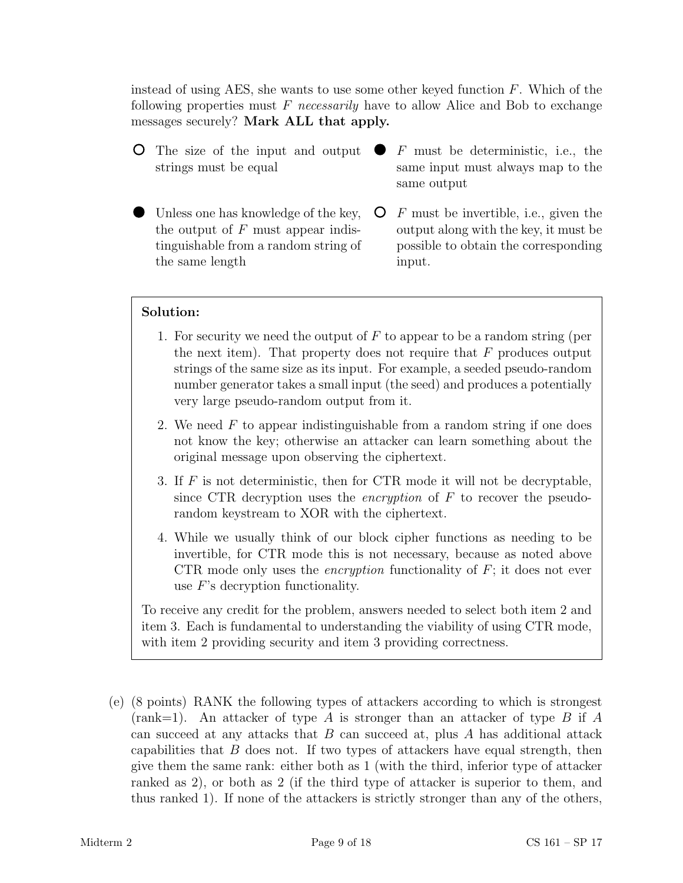instead of using AES, she wants to use some other keyed function $F$. Which of the following properties must $F$ *necessarily* have to allow Alice and Bob to exchange messages securely? **Mark ALL that apply.**

- ○ The size of the input and output strings must be equal
- ● $F$ must be deterministic, i.e., the same input must always map to the same output
- ● Unless one has knowledge of the key, the output of $F$ must appear indistinguishable from a random string of the same length
- ○ $F$ must be invertible, i.e., given the output along with the key, it must be possible to obtain the corresponding input.

**Solution:**

1. For security we need the output of $F$ to appear to be a random string (per the next item). That property does not require that $F$ produces output strings of the same size as its input. For example, a seeded pseudo-random number generator takes a small input (the seed) and produces a potentially very large pseudo-random output from it.

2. We need $F$ to appear indistinguishable from a random string if one does not know the key; otherwise an attacker can learn something about the original message upon observing the ciphertext.

3. If $F$ is not deterministic, then for CTR mode it will not be decryptable, since CTR decryption uses the *encryption* of $F$ to recover the pseudo-random keystream to XOR with the ciphertext.

4. While we usually think of our block cipher functions as needing to be invertible, for CTR mode this is not necessary, because as noted above CTR mode only uses the *encryption* functionality of $F$; it does not ever use $F$'s decryption functionality.

To receive any credit for the problem, answers needed to select both item 2 and item 3. Each is fundamental to understanding the viability of using CTR mode, with item 2 providing security and item 3 providing correctness.

(e) (8 points) RANK the following types of attackers according to which is strongest (rank=1). An attacker of type $A$ is stronger than an attacker of type $B$ if $A$ can succeed at any attacks that $B$ can succeed at, plus $A$ has additional attack capabilities that $B$ does not. If two types of attackers have equal strength, then give them the same rank: either both as 1 (with the third, inferior type of attacker ranked as 2), or both as 2 (if the third type of attacker is superior to them, and thus ranked 1). If none of the attackers is strictly stronger than any of the others,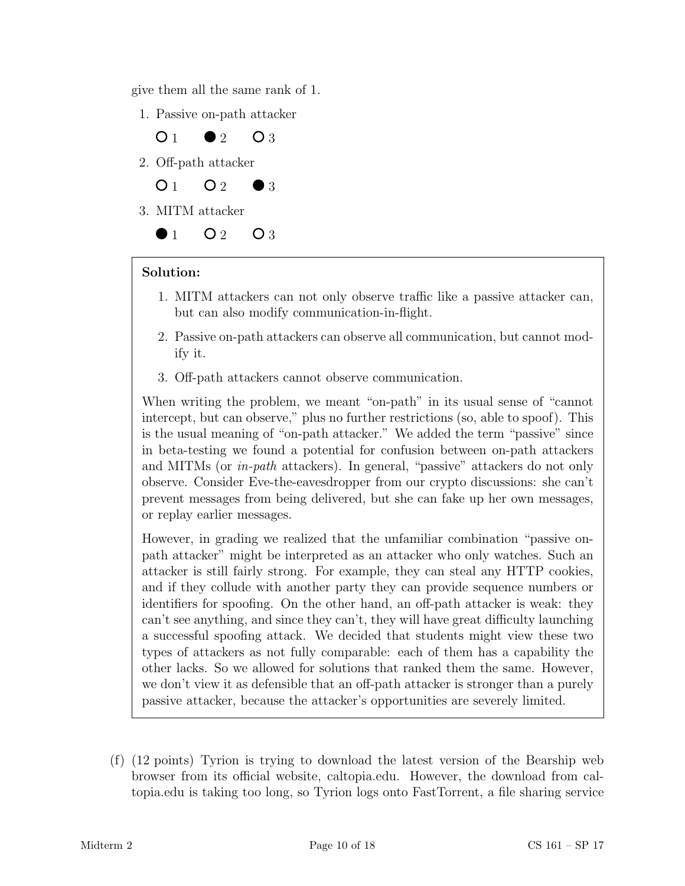give them all the same rank of 1.

1. Passive on-path attacker

   ○ 1 ● 2 ○ 3

2. Off-path attacker

   ○ 1 ○ 2 ● 3

3. MITM attacker

   ● 1 ○ 2 ○ 3

**Solution:**

1. MITM attackers can not only observe traffic like a passive attacker can, but can also modify communication-in-flight.

2. Passive on-path attackers can observe all communication, but cannot modify it.

3. Off-path attackers cannot observe communication.

When writing the problem, we meant "on-path" in its usual sense of "cannot intercept, but can observe," plus no further restrictions (so, able to spoof). This is the usual meaning of "on-path attacker." We added the term "passive" since in beta-testing we found a potential for confusion between on-path attackers and MITMs (or *in-path* attackers). In general, "passive" attackers do not only observe. Consider Eve-the-eavesdropper from our crypto discussions: she can't prevent messages from being delivered, but she can fake up her own messages, or replay earlier messages.

However, in grading we realized that the unfamiliar combination "passive on-path attacker" might be interpreted as an attacker who only watches. Such an attacker is still fairly strong. For example, they can steal any HTTP cookies, and if they collude with another party they can provide sequence numbers or identifiers for spoofing. On the other hand, an off-path attacker is weak: they can't see anything, and since they can't, they will have great difficulty launching a successful spoofing attack. We decided that students might view these two types of attackers as not fully comparable: each of them has a capability the other lacks. So we allowed for solutions that ranked them the same. However, we don't view it as defensible that an off-path attacker is stronger than a purely passive attacker, because the attacker's opportunities are severely limited.

(f) (12 points) Tyrion is trying to download the latest version of the Bearship web browser from its official website, caltopia.edu. However, the download from caltopia.edu is taking too long, so Tyrion logs onto FastTorrent, a file sharing service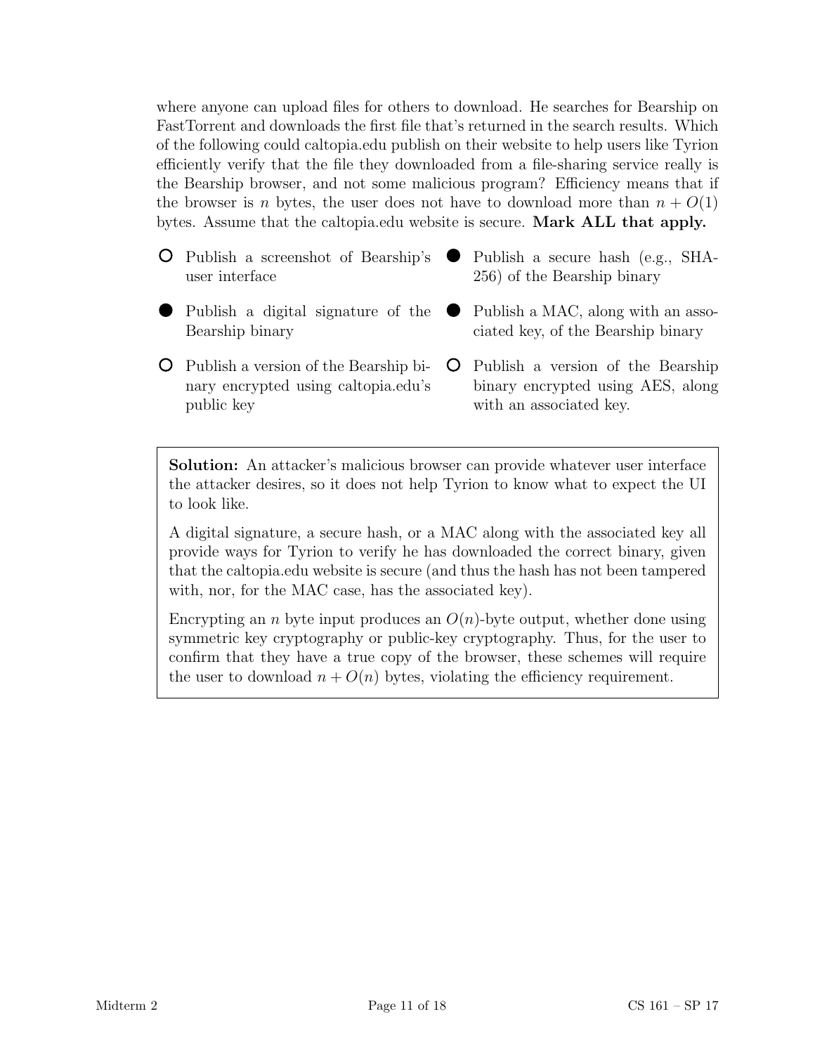where anyone can upload files for others to download. He searches for Bearship on FastTorrent and downloads the first file that's returned in the search results. Which of the following could caltopia.edu publish on their website to help users like Tyrion efficiently verify that the file they downloaded from a file-sharing service really is the Bearship browser, and not some malicious program? Efficiency means that if the browser is $n$ bytes, the user does not have to download more than $n + O(1)$ bytes. Assume that the caltopia.edu website is secure. **Mark ALL that apply.**

- ○ Publish a screenshot of Bearship's user interface
- ● Publish a secure hash (e.g., SHA-256) of the Bearship binary
- ● Publish a digital signature of the Bearship binary
- ● Publish a MAC, along with an associated key, of the Bearship binary
- ○ Publish a version of the Bearship binary encrypted using caltopia.edu's public key
- ○ Publish a version of the Bearship binary encrypted using AES, along with an associated key.

**Solution:** An attacker's malicious browser can provide whatever user interface the attacker desires, so it does not help Tyrion to know what to expect the UI to look like.

A digital signature, a secure hash, or a MAC along with the associated key all provide ways for Tyrion to verify he has downloaded the correct binary, given that the caltopia.edu website is secure (and thus the hash has not been tampered with, nor, for the MAC case, has the associated key).

Encrypting an $n$ byte input produces an $O(n)$-byte output, whether done using symmetric key cryptography or public-key cryptography. Thus, for the user to confirm that they have a true copy of the browser, these schemes will require the user to download $n + O(n)$ bytes, violating the efficiency requirement.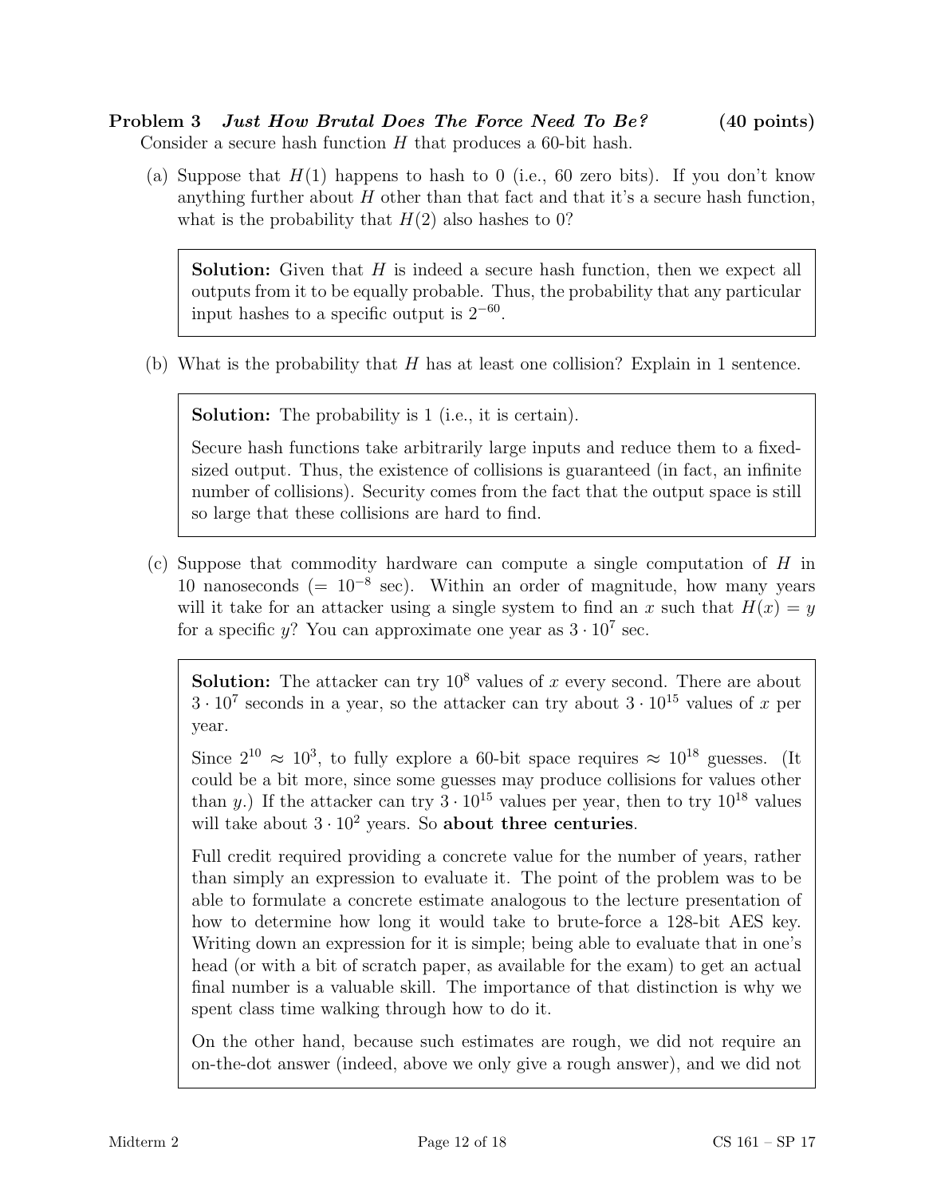**Problem 3** ***Just How Brutal Does The Force Need To Be?*** **(40 points)**

Consider a secure hash function $H$ that produces a 60-bit hash.

(a) Suppose that $H(1)$ happens to hash to 0 (i.e., 60 zero bits). If you don't know anything further about $H$ other than that fact and that it's a secure hash function, what is the probability that $H(2)$ also hashes to 0?

> **Solution:** Given that $H$ is indeed a secure hash function, then we expect all outputs from it to be equally probable. Thus, the probability that any particular input hashes to a specific output is $2^{-60}$.

(b) What is the probability that $H$ has at least one collision? Explain in 1 sentence.

> **Solution:** The probability is 1 (i.e., it is certain).
>
> Secure hash functions take arbitrarily large inputs and reduce them to a fixed-sized output. Thus, the existence of collisions is guaranteed (in fact, an infinite number of collisions). Security comes from the fact that the output space is still so large that these collisions are hard to find.

(c) Suppose that commodity hardware can compute a single computation of $H$ in 10 nanoseconds ($= 10^{-8}$ sec). Within an order of magnitude, how many years will it take for an attacker using a single system to find an $x$ such that $H(x) = y$ for a specific $y$? You can approximate one year as $3 \cdot 10^7$ sec.

> **Solution:** The attacker can try $10^8$ values of $x$ every second. There are about $3 \cdot 10^7$ seconds in a year, so the attacker can try about $3 \cdot 10^{15}$ values of $x$ per year.
>
> Since $2^{10} \approx 10^3$, to fully explore a 60-bit space requires $\approx 10^{18}$ guesses. (It could be a bit more, since some guesses may produce collisions for values other than $y$.) If the attacker can try $3 \cdot 10^{15}$ values per year, then to try $10^{18}$ values will take about $3 \cdot 10^2$ years. So **about three centuries**.
>
> Full credit required providing a concrete value for the number of years, rather than simply an expression to evaluate it. The point of the problem was to be able to formulate a concrete estimate analogous to the lecture presentation of how to determine how long it would take to brute-force a 128-bit AES key. Writing down an expression for it is simple; being able to evaluate that in one's head (or with a bit of scratch paper, as available for the exam) to get an actual final number is a valuable skill. The importance of that distinction is why we spent class time walking through how to do it.
>
> On the other hand, because such estimates are rough, we did not require an on-the-dot answer (indeed, above we only give a rough answer), and we did not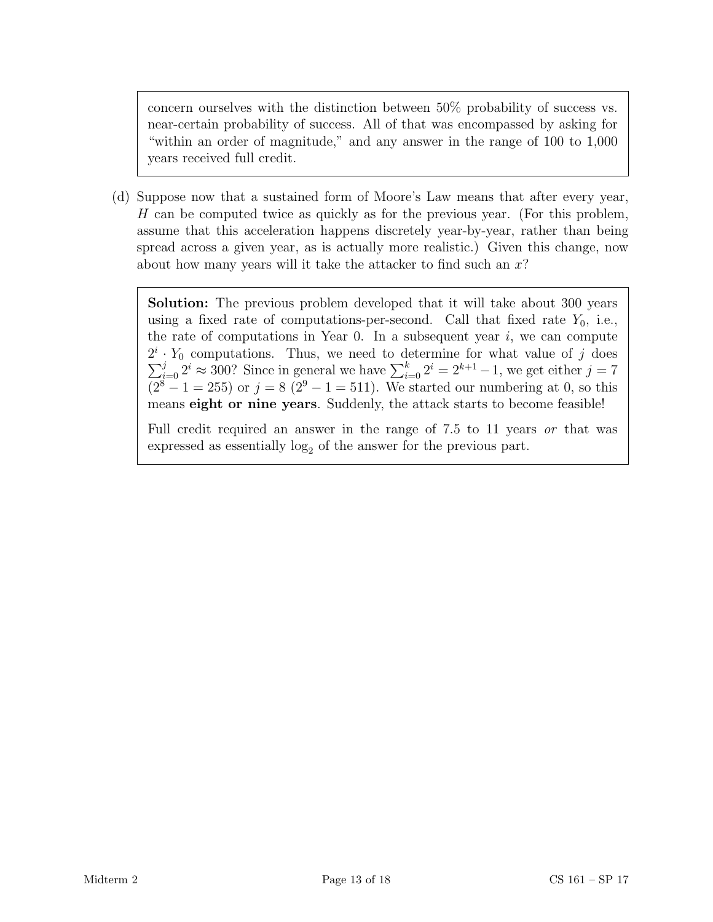concern ourselves with the distinction between 50% probability of success vs. near-certain probability of success. All of that was encompassed by asking for "within an order of magnitude," and any answer in the range of 100 to 1,000 years received full credit.

(d) Suppose now that a sustained form of Moore's Law means that after every year, $H$ can be computed twice as quickly as for the previous year. (For this problem, assume that this acceleration happens discretely year-by-year, rather than being spread across a given year, as is actually more realistic.) Given this change, now about how many years will it take the attacker to find such an $x$?

**Solution:** The previous problem developed that it will take about 300 years using a fixed rate of computations-per-second. Call that fixed rate $Y_0$, i.e., the rate of computations in Year 0. In a subsequent year $i$, we can compute $2^i \cdot Y_0$ computations. Thus, we need to determine for what value of $j$ does $\sum_{i=0}^{j} 2^i \approx 300$? Since in general we have $\sum_{i=0}^{k} 2^i = 2^{k+1} - 1$, we get either $j = 7$ ($2^8 - 1 = 255$) or $j = 8$ ($2^9 - 1 = 511$). We started our numbering at 0, so this means **eight or nine years**. Suddenly, the attack starts to become feasible!

Full credit required an answer in the range of 7.5 to 11 years *or* that was expressed as essentially $\log_2$ of the answer for the previous part.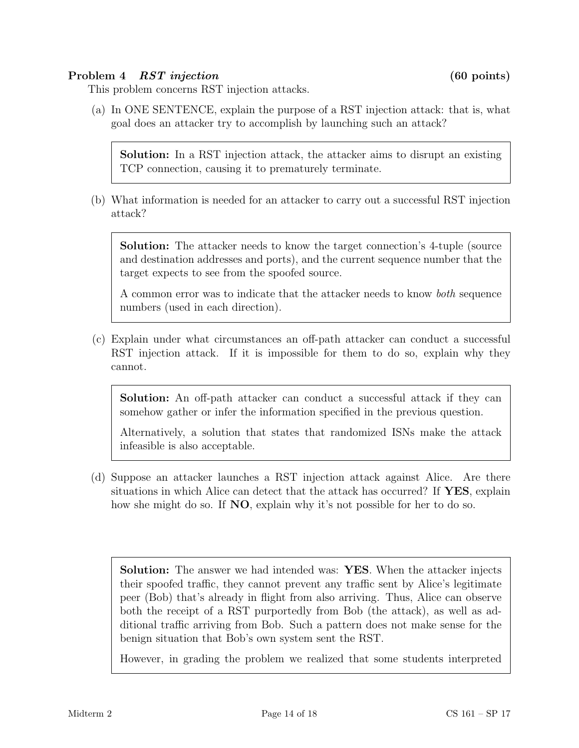## Problem 4 *RST injection* (60 points)

This problem concerns RST injection attacks.

(a) In ONE SENTENCE, explain the purpose of a RST injection attack: that is, what goal does an attacker try to accomplish by launching such an attack?

> **Solution:** In a RST injection attack, the attacker aims to disrupt an existing TCP connection, causing it to prematurely terminate.

(b) What information is needed for an attacker to carry out a successful RST injection attack?

> **Solution:** The attacker needs to know the target connection's 4-tuple (source and destination addresses and ports), and the current sequence number that the target expects to see from the spoofed source.
>
> A common error was to indicate that the attacker needs to know *both* sequence numbers (used in each direction).

(c) Explain under what circumstances an off-path attacker can conduct a successful RST injection attack. If it is impossible for them to do so, explain why they cannot.

> **Solution:** An off-path attacker can conduct a successful attack if they can somehow gather or infer the information specified in the previous question.
>
> Alternatively, a solution that states that randomized ISNs make the attack infeasible is also acceptable.

(d) Suppose an attacker launches a RST injection attack against Alice. Are there situations in which Alice can detect that the attack has occurred? If **YES**, explain how she might do so. If **NO**, explain why it's not possible for her to do so.

> **Solution:** The answer we had intended was: **YES**. When the attacker injects their spoofed traffic, they cannot prevent any traffic sent by Alice's legitimate peer (Bob) that's already in flight from also arriving. Thus, Alice can observe both the receipt of a RST purportedly from Bob (the attack), as well as additional traffic arriving from Bob. Such a pattern does not make sense for the benign situation that Bob's own system sent the RST.
>
> However, in grading the problem we realized that some students interpreted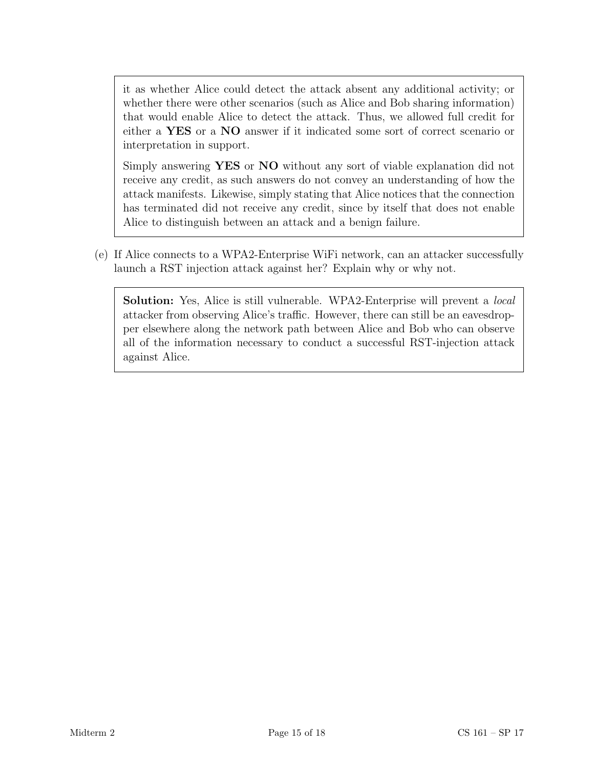it as whether Alice could detect the attack absent any additional activity; or whether there were other scenarios (such as Alice and Bob sharing information) that would enable Alice to detect the attack. Thus, we allowed full credit for either a **YES** or a **NO** answer if it indicated some sort of correct scenario or interpretation in support.

Simply answering **YES** or **NO** without any sort of viable explanation did not receive any credit, as such answers do not convey an understanding of how the attack manifests. Likewise, simply stating that Alice notices that the connection has terminated did not receive any credit, since by itself that does not enable Alice to distinguish between an attack and a benign failure.

(e) If Alice connects to a WPA2-Enterprise WiFi network, can an attacker successfully launch a RST injection attack against her? Explain why or why not.

**Solution:** Yes, Alice is still vulnerable. WPA2-Enterprise will prevent a *local* attacker from observing Alice's traffic. However, there can still be an eavesdropper elsewhere along the network path between Alice and Bob who can observe all of the information necessary to conduct a successful RST-injection attack against Alice.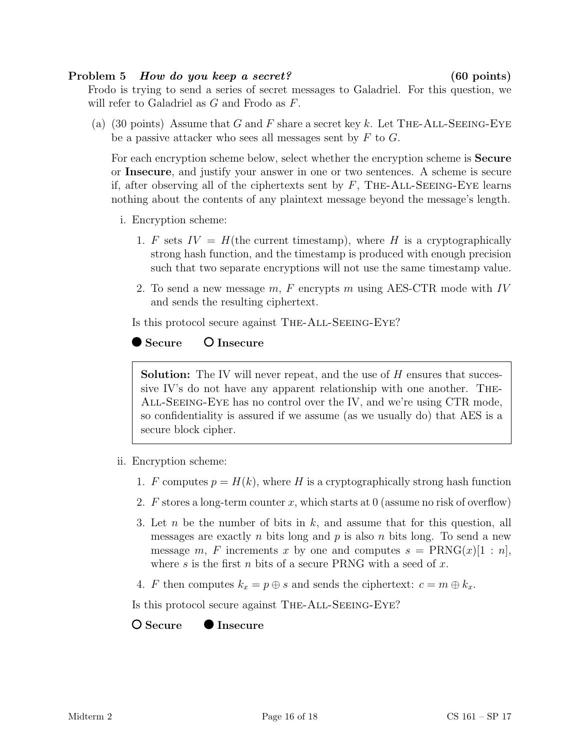**Problem 5** ***How do you keep a secret?*** **(60 points)**

Frodo is trying to send a series of secret messages to Galadriel. For this question, we will refer to Galadriel as $G$ and Frodo as $F$.

(a) (30 points) Assume that $G$ and $F$ share a secret key $k$. Let THE-ALL-SEEING-EYE be a passive attacker who sees all messages sent by $F$ to $G$.

For each encryption scheme below, select whether the encryption scheme is **Secure** or **Insecure**, and justify your answer in one or two sentences. A scheme is secure if, after observing all of the ciphertexts sent by $F$, THE-ALL-SEEING-EYE learns nothing about the contents of any plaintext message beyond the message's length.

i. Encryption scheme:

1. $F$ sets $IV = H$(the current timestamp), where $H$ is a cryptographically strong hash function, and the timestamp is produced with enough precision such that two separate encryptions will not use the same timestamp value.
2. To send a new message $m$, $F$ encrypts $m$ using AES-CTR mode with $IV$ and sends the resulting ciphertext.

Is this protocol secure against THE-ALL-SEEING-EYE?

● **Secure** ○ **Insecure**

> **Solution:** The IV will never repeat, and the use of $H$ ensures that successive IV's do not have any apparent relationship with one another. THE-ALL-SEEING-EYE has no control over the IV, and we're using CTR mode, so confidentiality is assured if we assume (as we usually do) that AES is a secure block cipher.

ii. Encryption scheme:

1. $F$ computes $p = H(k)$, where $H$ is a cryptographically strong hash function
2. $F$ stores a long-term counter $x$, which starts at 0 (assume no risk of overflow)
3. Let $n$ be the number of bits in $k$, and assume that for this question, all messages are exactly $n$ bits long and $p$ is also $n$ bits long. To send a new message $m$, $F$ increments $x$ by one and computes $s = \text{PRNG}(x)[1:n]$, where $s$ is the first $n$ bits of a secure PRNG with a seed of $x$.
4. $F$ then computes $k_x = p \oplus s$ and sends the ciphertext: $c = m \oplus k_x$.

Is this protocol secure against THE-ALL-SEEING-EYE?

○ **Secure** ● **Insecure**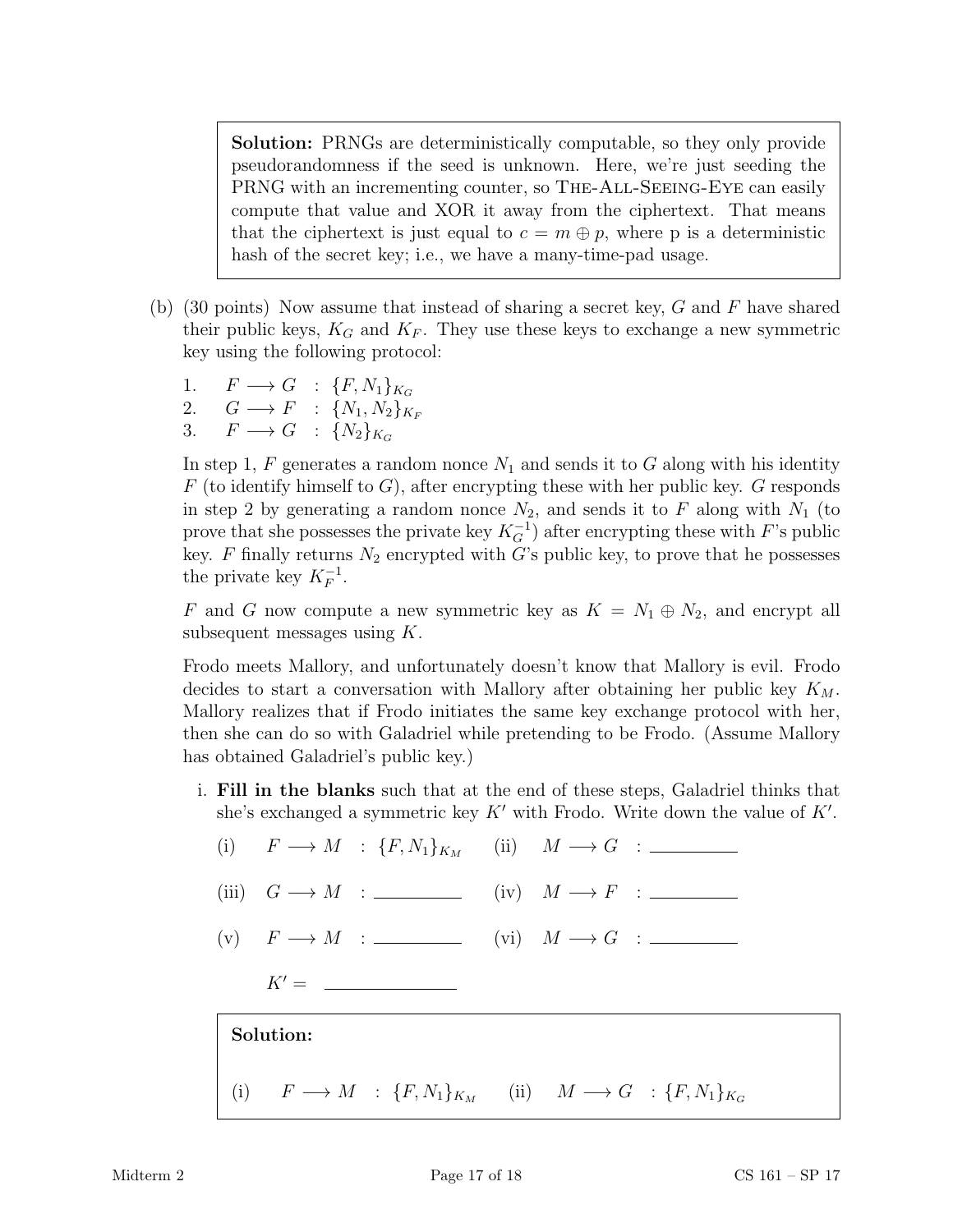> **Solution:** PRNGs are deterministically computable, so they only provide pseudorandomness if the seed is unknown. Here, we're just seeding the PRNG with an incrementing counter, so THE-ALL-SEEING-EYE can easily compute that value and XOR it away from the ciphertext. That means that the ciphertext is just equal to $c = m \oplus p$, where p is a deterministic hash of the secret key; i.e., we have a many-time-pad usage.

(b) (30 points) Now assume that instead of sharing a secret key, $G$ and $F$ have shared their public keys, $K_G$ and $K_F$. They use these keys to exchange a new symmetric key using the following protocol:

1. $F \longrightarrow G \ : \ \{F, N_1\}_{K_G}$
2. $G \longrightarrow F \ : \ \{N_1, N_2\}_{K_F}$
3. $F \longrightarrow G \ : \ \{N_2\}_{K_G}$

In step 1, $F$ generates a random nonce $N_1$ and sends it to $G$ along with his identity $F$ (to identify himself to $G$), after encrypting these with her public key. $G$ responds in step 2 by generating a random nonce $N_2$, and sends it to $F$ along with $N_1$ (to prove that she possesses the private key $K_G^{-1}$) after encrypting these with $F$'s public key. $F$ finally returns $N_2$ encrypted with $G$'s public key, to prove that he possesses the private key $K_F^{-1}$.

$F$ and $G$ now compute a new symmetric key as $K = N_1 \oplus N_2$, and encrypt all subsequent messages using $K$.

Frodo meets Mallory, and unfortunately doesn't know that Mallory is evil. Frodo decides to start a conversation with Mallory after obtaining her public key $K_M$. Mallory realizes that if Frodo initiates the same key exchange protocol with her, then she can do so with Galadriel while pretending to be Frodo. (Assume Mallory has obtained Galadriel's public key.)

i. **Fill in the blanks** such that at the end of these steps, Galadriel thinks that she's exchanged a symmetric key $K'$ with Frodo. Write down the value of $K'$.

(i) $F \longrightarrow M \ : \ \{F, N_1\}_{K_M}$ (ii) $M \longrightarrow G \ :$ \_\_\_\_\_\_\_\_

(iii) $G \longrightarrow M \ :$ \_\_\_\_\_\_\_\_ (iv) $M \longrightarrow F \ :$ \_\_\_\_\_\_\_\_

(v) $F \longrightarrow M \ :$ \_\_\_\_\_\_\_\_ (vi) $M \longrightarrow G \ :$ \_\_\_\_\_\_\_\_

$K' =$ \_\_\_\_\_\_\_\_\_\_

> **Solution:**
>
> (i) $F \longrightarrow M \ : \ \{F, N_1\}_{K_M}$ (ii) $M \longrightarrow G \ : \{F, N_1\}_{K_G}$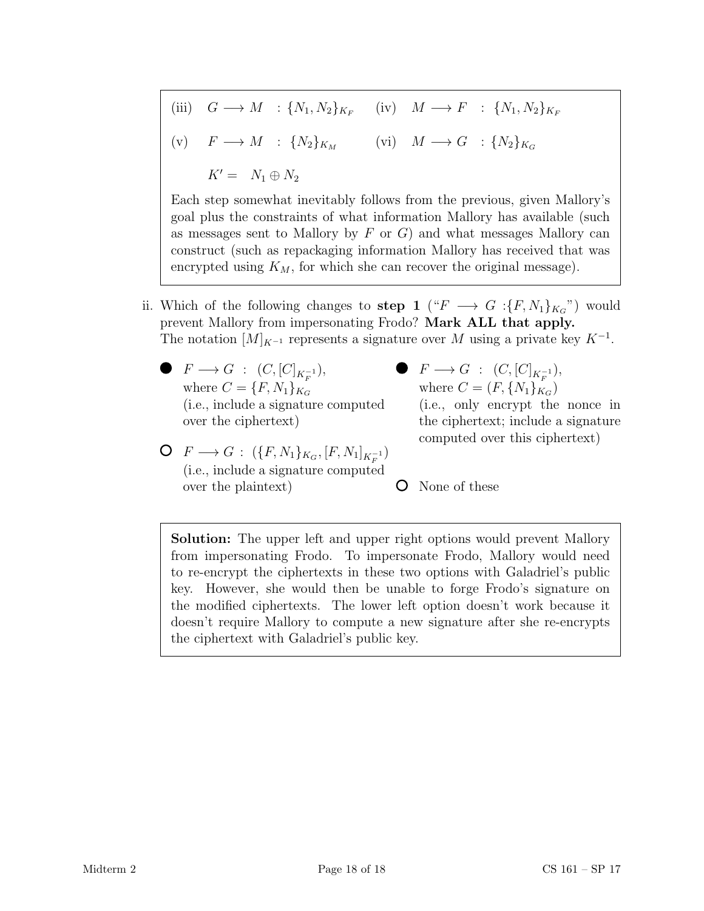(iii) $G \longrightarrow M \;\; : \{N_1, N_2\}_{K_F}$ (iv) $M \longrightarrow F \;\; : \{N_1, N_2\}_{K_F}$

(v) $F \longrightarrow M \;\; : \{N_2\}_{K_M}$ (vi) $M \longrightarrow G \;\; : \{N_2\}_{K_G}$

$K' = \;\; N_1 \oplus N_2$

Each step somewhat inevitably follows from the previous, given Mallory's goal plus the constraints of what information Mallory has available (such as messages sent to Mallory by $F$ or $G$) and what messages Mallory can construct (such as repackaging information Mallory has received that was encrypted using $K_M$, for which she can recover the original message).

ii. Which of the following changes to **step 1** ("$F \longrightarrow G : \{F, N_1\}_{K_G}$") would prevent Mallory from impersonating Frodo? **Mark ALL that apply.**
The notation $[M]_{K^{-1}}$ represents a signature over $M$ using a private key $K^{-1}$.

- ● $F \longrightarrow G \; : \; (C, [C]_{K_F^{-1}})$, where $C = \{F, N_1\}_{K_G}$ (i.e., include a signature computed over the ciphertext)
- ● $F \longrightarrow G \; : \; (C, [C]_{K_F^{-1}})$, where $C = (F, \{N_1\}_{K_G})$ (i.e., only encrypt the nonce in the ciphertext; include a signature computed over this ciphertext)
- ○ $F \longrightarrow G \; : \; (\{F, N_1\}_{K_G}, [F, N_1]_{K_F^{-1}})$ (i.e., include a signature computed over the plaintext)
- ○ None of these

**Solution:** The upper left and upper right options would prevent Mallory from impersonating Frodo. To impersonate Frodo, Mallory would need to re-encrypt the ciphertexts in these two options with Galadriel's public key. However, she would then be unable to forge Frodo's signature on the modified ciphertexts. The lower left option doesn't work because it doesn't require Mallory to compute a new signature after she re-encrypts the ciphertext with Galadriel's public key.